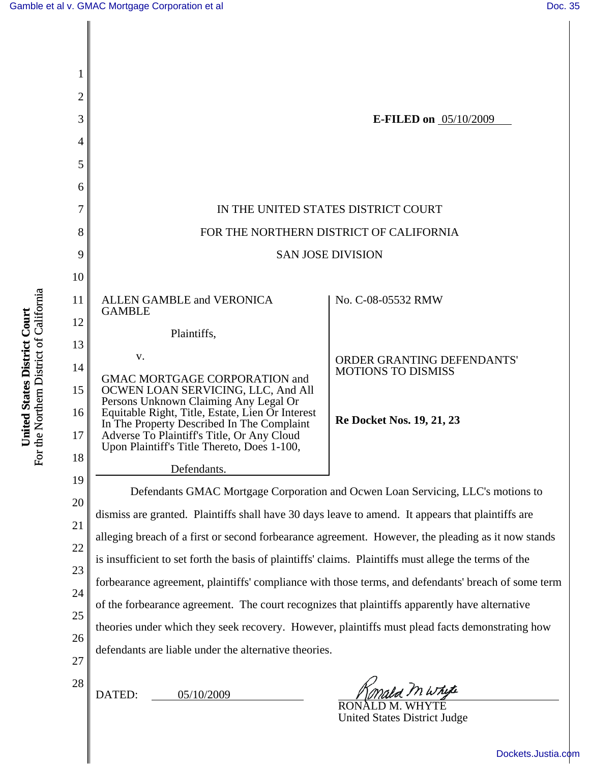E-FILED on 05/10/2009

IN THE UNITED STATES DISTRICT COURT

FOR THE NORTHERN DISTRICT OF CALIFORNIA

SAN JOSE DIVISION

ALLEN GAMBLE and VERONICA GAMBLE

Plaintiffs,

v.

GMAC MORTGAGE CORPORATION and OCWEN LOAN SERVICING, LLC, And All Persons Unknown Claiming Any Legal Or Equitable Right, Title, Estate, Lien Or Interest In The Property Described In The Complaint Adverse To Plaintiff's Title, Or Any Cloud Upon Plaintiff's Title Thereto, Does 1-100,

Defendants.

No. C-08-05532 RMW

ORDER GRANTING DEFENDANTS' MOTIONS TO DISMISS

**Re Docket Nos. 19, 21, 23**

Defendants GMAC Mortgage Corporation and Ocwen Loan Servicing, LLC's motions to dismiss are granted. Plaintiffs shall have 30 days leave to amend. It appears that plaintiffs are alleging breach of a first or second forbearance agreement. However, the pleading as it now stands is insufficient to set forth the basis of plaintiffs' claims. Plaintiffs must allege the terms of the forbearance agreement, plaintiffs' compliance with those terms, and defendants' breach of some term of the forbearance agreement. The court recognizes that plaintiffs apparently have alternative theories under which they seek recovery. However, plaintiffs must plead facts demonstrating how defendants are liable under the alternative theories.

DATED: 05/10/2009

RONALD M. WHYTE
United States District Judge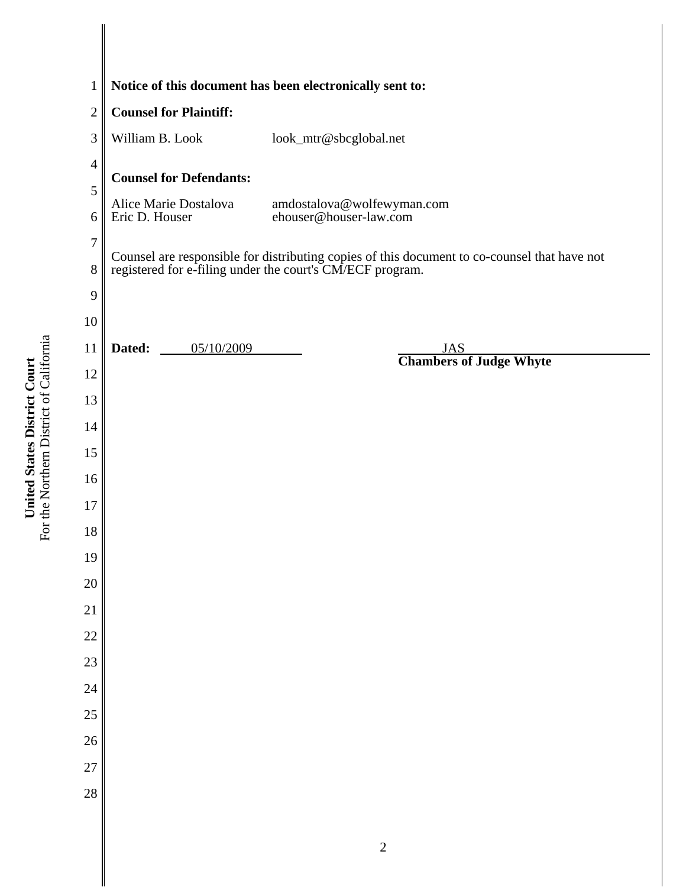**Notice of this document has been electronically sent to:**

**Counsel for Plaintiff:**

William B. Look look_mtr@sbcglobal.net

**Counsel for Defendants:**

Alice Marie Dostalova amdostalova@wolfewyman.com
Eric D. Houser ehouser@houser-law.com

Counsel are responsible for distributing copies of this document to co-counsel that have not registered for e-filing under the court's CM/ECF program.

**Dated:** 05/10/2009

JAS
**Chambers of Judge Whyte**